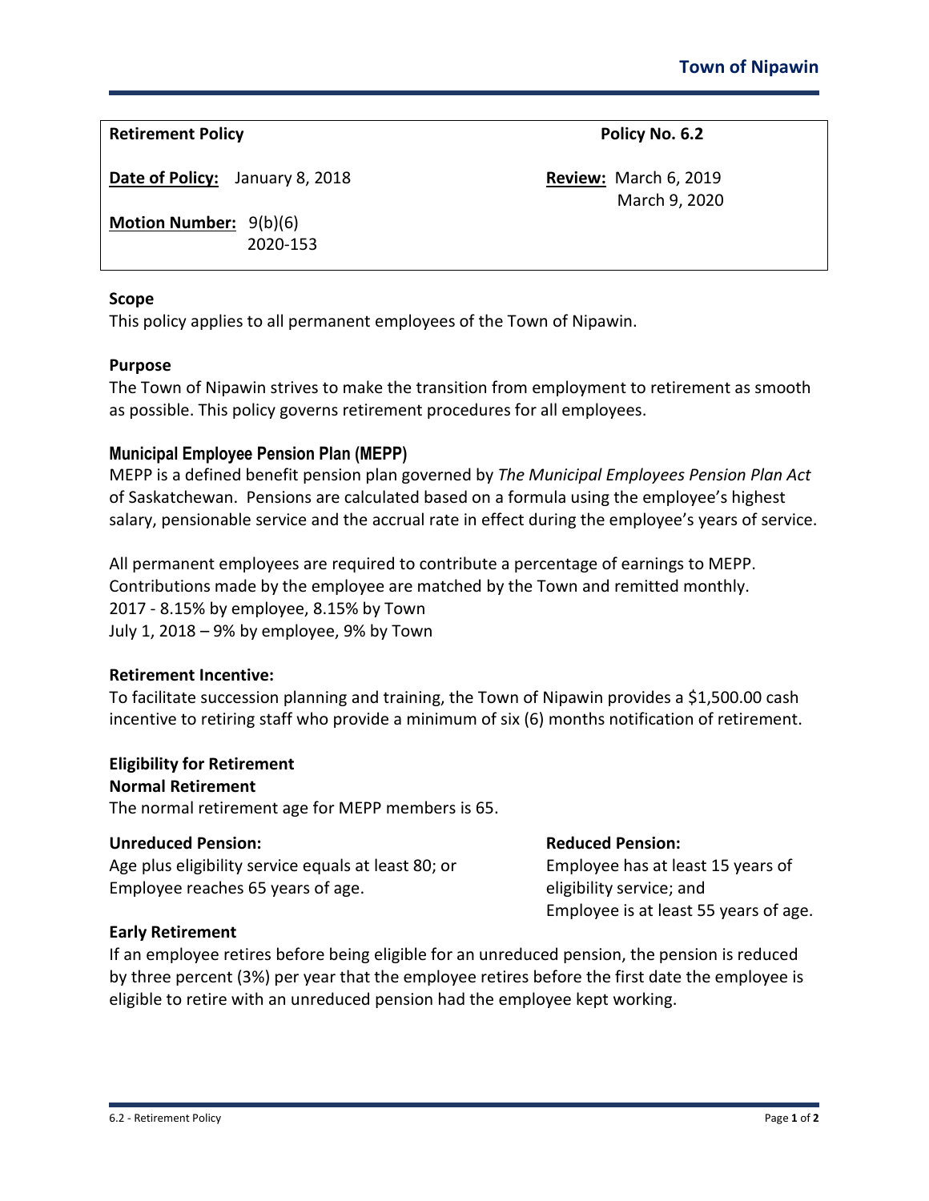**Town of Nipawin**

| **Retirement Policy** | **Policy No. 6.2** |
|---|---|
| **Date of Policy:** January 8, 2018 | **Review:** March 6, 2019<br>March 9, 2020 |
| **Motion Number:** 9(b)(6)<br>2020-153 | |

### Scope

This policy applies to all permanent employees of the Town of Nipawin.

### Purpose

The Town of Nipawin strives to make the transition from employment to retirement as smooth as possible. This policy governs retirement procedures for all employees.

### Municipal Employee Pension Plan (MEPP)

MEPP is a defined benefit pension plan governed by *The Municipal Employees Pension Plan Act* of Saskatchewan. Pensions are calculated based on a formula using the employee's highest salary, pensionable service and the accrual rate in effect during the employee's years of service.

All permanent employees are required to contribute a percentage of earnings to MEPP. Contributions made by the employee are matched by the Town and remitted monthly.
2017 - 8.15% by employee, 8.15% by Town
July 1, 2018 – 9% by employee, 9% by Town

### Retirement Incentive:

To facilitate succession planning and training, the Town of Nipawin provides a $1,500.00 cash incentive to retiring staff who provide a minimum of six (6) months notification of retirement.

### Eligibility for Retirement

**Normal Retirement**

The normal retirement age for MEPP members is 65.

**Unreduced Pension:**

Age plus eligibility service equals at least 80; or
Employee reaches 65 years of age.

**Reduced Pension:**

Employee has at least 15 years of eligibility service; and
Employee is at least 55 years of age.

**Early Retirement**

If an employee retires before being eligible for an unreduced pension, the pension is reduced by three percent (3%) per year that the employee retires before the first date the employee is eligible to retire with an unreduced pension had the employee kept working.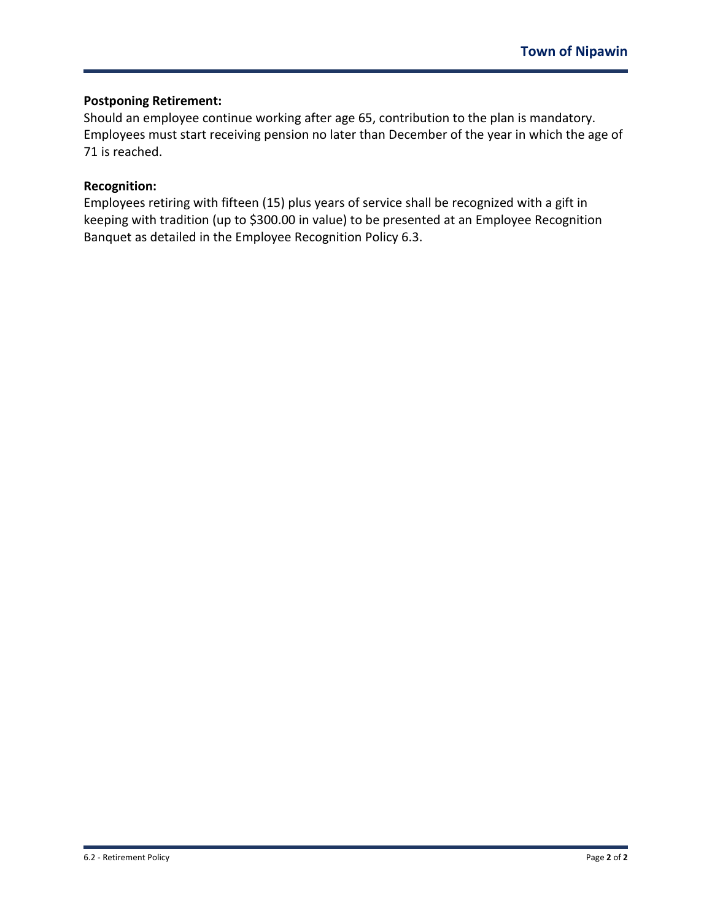**Postponing Retirement:**

Should an employee continue working after age 65, contribution to the plan is mandatory. Employees must start receiving pension no later than December of the year in which the age of 71 is reached.

**Recognition:**

Employees retiring with fifteen (15) plus years of service shall be recognized with a gift in keeping with tradition (up to $300.00 in value) to be presented at an Employee Recognition Banquet as detailed in the Employee Recognition Policy 6.3.